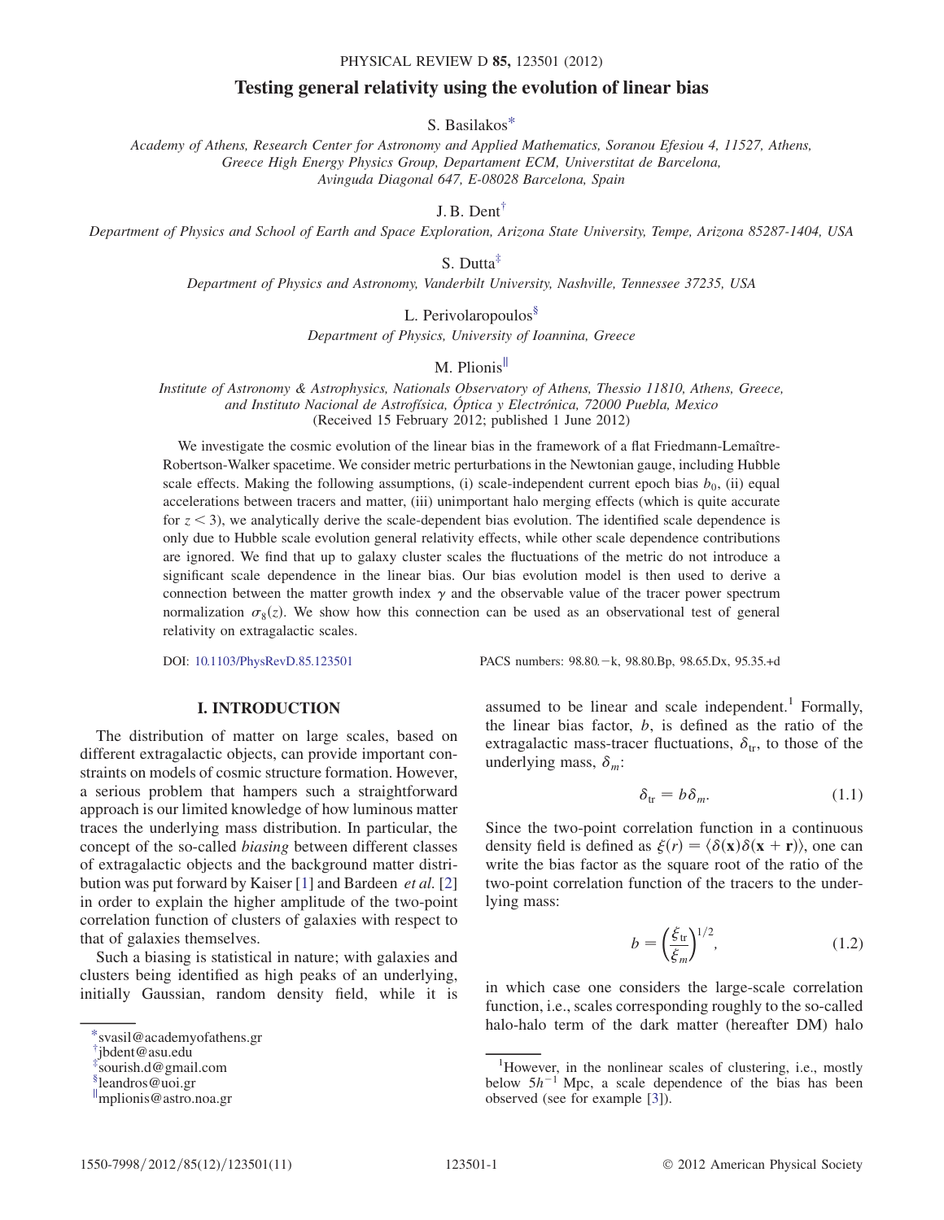# Testing general relativity using the evolution of linear bias

S. Basilakos[*]

Academy of Athens, Research Center for Astronomy and Applied Mathematics, Soranou Efesiou 4, 11527, Athens, Greece High Energy Physics Group, Departament ECM, Universtitat de Barcelona, Avinguda Diagonal 647, E-08028 Barcelona, Spain

J. B. Dent[†]

Department of Physics and School of Earth and Space Exploration, Arizona State University, Tempe, Arizona 85287-1404, USA

S. Dutta[‡]

Department of Physics and Astronomy, Vanderbilt University, Nashville, Tennessee 37235, USA

L. Perivolaropoulos[§]

Department of Physics, University of Ioannina, Greece

M. Plionis[‖]

Institute of Astronomy & Astrophysics, Nationals Observatory of Athens, Thessio 11810, Athens, Greece, and Instituto Nacional de Astrofísica, Óptica y Electrónica, 72000 Puebla, Mexico

(Received 15 February 2012; published 1 June 2012)

We investigate the cosmic evolution of the linear bias in the framework of a flat Friedmann-Lemaître-Robertson-Walker spacetime. We consider metric perturbations in the Newtonian gauge, including Hubble scale effects. Making the following assumptions, (i) scale-independent current epoch bias $b_0$, (ii) equal accelerations between tracers and matter, (iii) unimportant halo merging effects (which is quite accurate for $z < 3$), we analytically derive the scale-dependent bias evolution. The identified scale dependence is only due to Hubble scale evolution general relativity effects, while other scale dependence contributions are ignored. We find that up to galaxy cluster scales the fluctuations of the metric do not introduce a significant scale dependence in the linear bias. Our bias evolution model is then used to derive a connection between the matter growth index $\gamma$ and the observable value of the tracer power spectrum normalization $\sigma_8(z)$. We show how this connection can be used as an observational test of general relativity on extragalactic scales.

DOI: 10.1103/PhysRevD.85.123501 PACS numbers: 98.80.−k, 98.80.Bp, 98.65.Dx, 95.35.+d

## I. INTRODUCTION

The distribution of matter on large scales, based on different extragalactic objects, can provide important constraints on models of cosmic structure formation. However, a serious problem that hampers such a straightforward approach is our limited knowledge of how luminous matter traces the underlying mass distribution. In particular, the concept of the so-called *biasing* between different classes of extragalactic objects and the background matter distribution was put forward by Kaiser [1] and Bardeen *et al.* [2] in order to explain the higher amplitude of the two-point correlation function of clusters of galaxies with respect to that of galaxies themselves.

Such a biasing is statistical in nature; with galaxies and clusters being identified as high peaks of an underlying, initially Gaussian, random density field, while it is assumed to be linear and scale independent.[1] Formally, the linear bias factor, $b$, is defined as the ratio of the extragalactic mass-tracer fluctuations, $\delta_{\rm tr}$, to those of the underlying mass, $\delta_m$:

$$\delta_{\rm tr} = b\delta_m. \tag{1.1}$$

Since the two-point correlation function in a continuous density field is defined as $\xi(r) = \langle \delta(\mathbf{x})\delta(\mathbf{x}+\mathbf{r})\rangle$, one can write the bias factor as the square root of the ratio of the two-point correlation function of the tracers to the underlying mass:

$$b = \left(\frac{\xi_{\rm tr}}{\xi_m}\right)^{1/2}, \tag{1.2}$$

in which case one considers the large-scale correlation function, i.e., scales corresponding roughly to the so-called halo-halo term of the dark matter (hereafter DM) halo

---

[*] svasil@academyofathens.gr
[†] jbdent@asu.edu
[‡] sourish.d@gmail.com
[§] leandros@uoi.gr
[‖] mplionis@astro.noa.gr

[1] However, in the nonlinear scales of clustering, i.e., mostly below $5h^{-1}$ Mpc, a scale dependence of the bias has been observed (see for example [3]).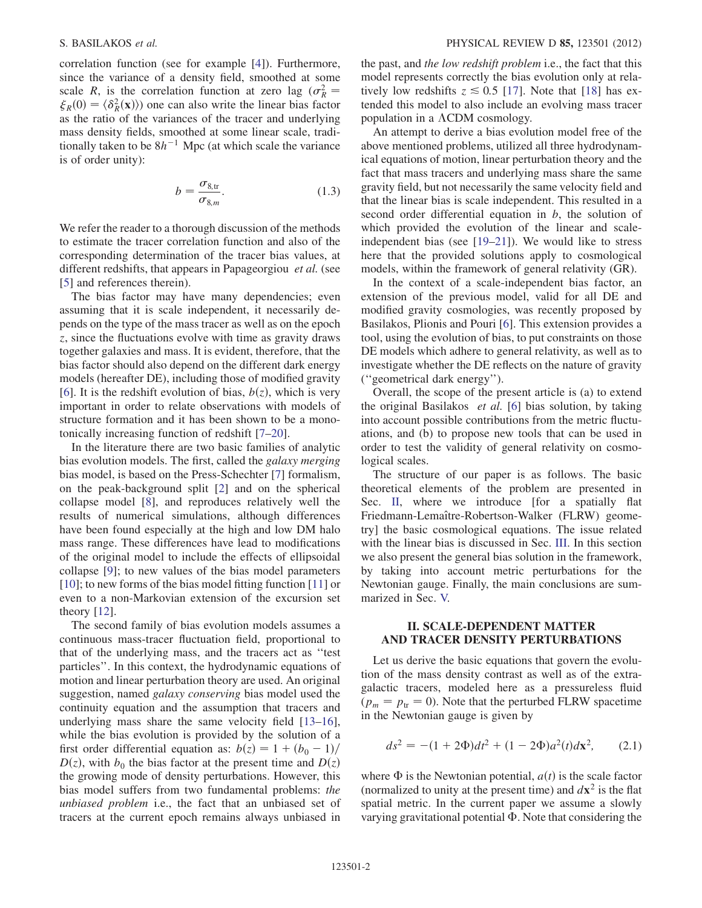correlation function (see for example [4]). Furthermore, since the variance of a density field, smoothed at some scale $R$, is the correlation function at zero lag ($\sigma_R^2 = \xi_R(0) = \langle \delta_R^2(\mathbf{x}) \rangle$) one can also write the linear bias factor as the ratio of the variances of the tracer and underlying mass density fields, smoothed at some linear scale, traditionally taken to be $8h^{-1}$ Mpc (at which scale the variance is of order unity):

$$b = \frac{\sigma_{8,\mathrm{tr}}}{\sigma_{8,m}}. \tag{1.3}$$

We refer the reader to a thorough discussion of the methods to estimate the tracer correlation function and also of the corresponding determination of the tracer bias values, at different redshifts, that appears in Papageorgiou *et al.* (see [5] and references therein).

The bias factor may have many dependencies; even assuming that it is scale independent, it necessarily depends on the type of the mass tracer as well as on the epoch $z$, since the fluctuations evolve with time as gravity draws together galaxies and mass. It is evident, therefore, that the bias factor should also depend on the different dark energy models (hereafter DE), including those of modified gravity [6]. It is the redshift evolution of bias, $b(z)$, which is very important in order to relate observations with models of structure formation and it has been shown to be a monotonically increasing function of redshift [7–20].

In the literature there are two basic families of analytic bias evolution models. The first, called the *galaxy merging* bias model, is based on the Press-Schechter [7] formalism, on the peak-background split [2] and on the spherical collapse model [8], and reproduces relatively well the results of numerical simulations, although differences have been found especially at the high and low DM halo mass range. These differences have lead to modifications of the original model to include the effects of ellipsoidal collapse [9]; to new values of the bias model parameters [10]; to new forms of the bias model fitting function [11] or even to a non-Markovian extension of the excursion set theory [12].

The second family of bias evolution models assumes a continuous mass-tracer fluctuation field, proportional to that of the underlying mass, and the tracers act as "test particles". In this context, the hydrodynamic equations of motion and linear perturbation theory are used. An original suggestion, named *galaxy conserving* bias model used the continuity equation and the assumption that tracers and underlying mass share the same velocity field [13–16], while the bias evolution is provided by the solution of a first order differential equation as: $b(z) = 1 + (b_0 - 1)/D(z)$, with $b_0$ the bias factor at the present time and $D(z)$ the growing mode of density perturbations. However, this bias model suffers from two fundamental problems: *the unbiased problem* i.e., the fact that an unbiased set of tracers at the current epoch remains always unbiased in the past, and *the low redshift problem* i.e., the fact that this model represents correctly the bias evolution only at relatively low redshifts $z \lesssim 0.5$ [17]. Note that [18] has extended this model to also include an evolving mass tracer population in a ΛCDM cosmology.

An attempt to derive a bias evolution model free of the above mentioned problems, utilized all three hydrodynamical equations of motion, linear perturbation theory and the fact that mass tracers and underlying mass share the same gravity field, but not necessarily the same velocity field and that the linear bias is scale independent. This resulted in a second order differential equation in $b$, the solution of which provided the evolution of the linear and scale-independent bias (see [19–21]). We would like to stress here that the provided solutions apply to cosmological models, within the framework of general relativity (GR).

In the context of a scale-independent bias factor, an extension of the previous model, valid for all DE and modified gravity cosmologies, was recently proposed by Basilakos, Plionis and Pouri [6]. This extension provides a tool, using the evolution of bias, to put constraints on those DE models which adhere to general relativity, as well as to investigate whether the DE reflects on the nature of gravity ("geometrical dark energy").

Overall, the scope of the present article is (a) to extend the original Basilakos *et al.* [6] bias solution, by taking into account possible contributions from the metric fluctuations, and (b) to propose new tools that can be used in order to test the validity of general relativity on cosmological scales.

The structure of our paper is as follows. The basic theoretical elements of the problem are presented in Sec. II, where we introduce [for a spatially flat Friedmann-Lemaître-Robertson-Walker (FLRW) geometry] the basic cosmological equations. The issue related with the linear bias is discussed in Sec. III. In this section we also present the general bias solution in the framework, by taking into account metric perturbations for the Newtonian gauge. Finally, the main conclusions are summarized in Sec. V.

## II. SCALE-DEPENDENT MATTER AND TRACER DENSITY PERTURBATIONS

Let us derive the basic equations that govern the evolution of the mass density contrast as well as of the extragalactic tracers, modeled here as a pressureless fluid ($p_m = p_{\mathrm{tr}} = 0$). Note that the perturbed FLRW spacetime in the Newtonian gauge is given by

$$ds^2 = -(1 + 2\Phi)dt^2 + (1 - 2\Phi)a^2(t)d\mathbf{x}^2, \tag{2.1}$$

where $\Phi$ is the Newtonian potential, $a(t)$ is the scale factor (normalized to unity at the present time) and $d\mathbf{x}^2$ is the flat spatial metric. In the current paper we assume a slowly varying gravitational potential $\Phi$. Note that considering the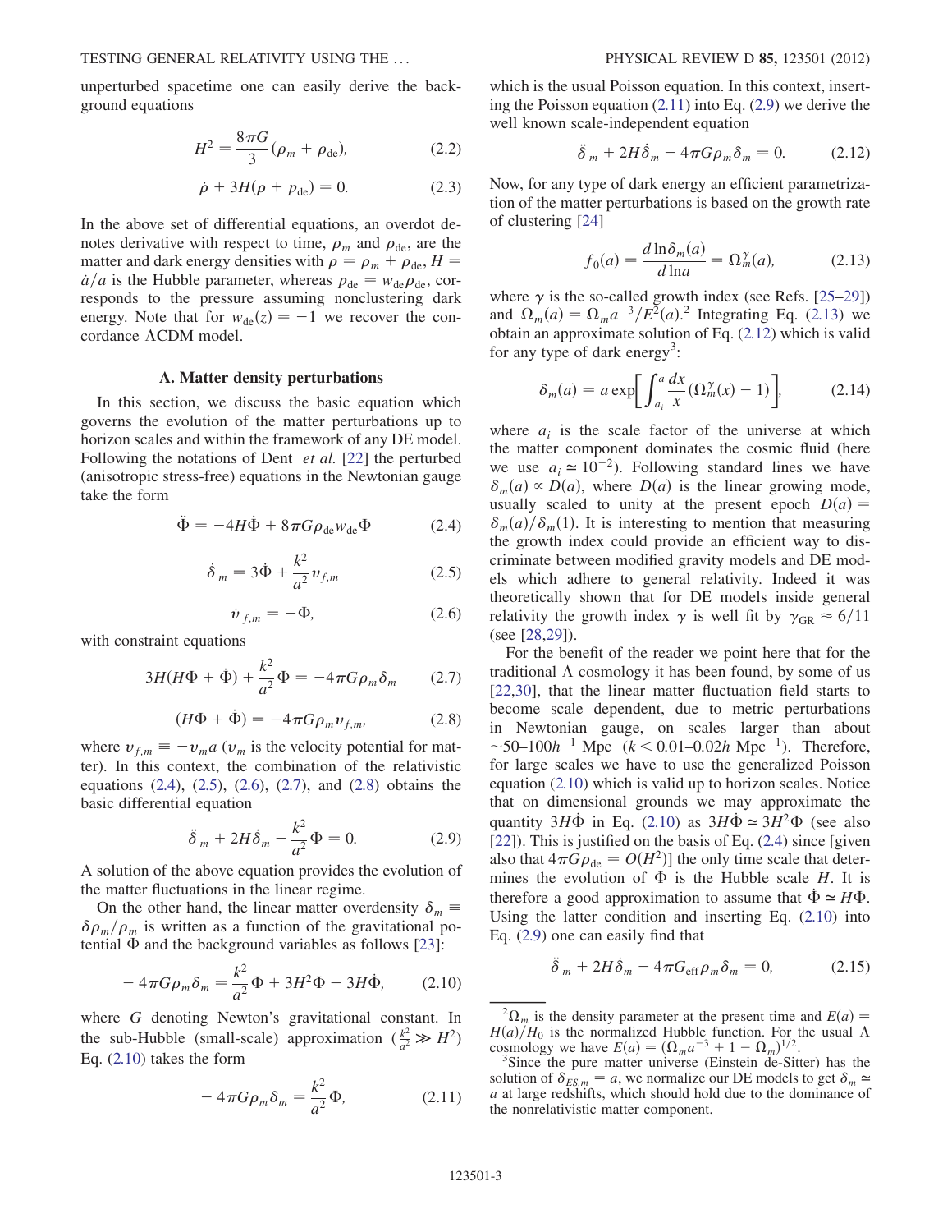unperturbed spacetime one can easily derive the background equations

$$H^2 = \frac{8\pi G}{3}(\rho_m + \rho_{\rm de}), \tag{2.2}$$

$$\dot{\rho} + 3H(\rho + p_{\rm de}) = 0. \tag{2.3}$$

In the above set of differential equations, an overdot denotes derivative with respect to time, $\rho_m$ and $\rho_{\rm de}$, are the matter and dark energy densities with $\rho = \rho_m + \rho_{\rm de}$, $H = \dot{a}/a$ is the Hubble parameter, whereas $p_{\rm de} = w_{\rm de}\rho_{\rm de}$, corresponds to the pressure assuming nonclustering dark energy. Note that for $w_{\rm de}(z) = -1$ we recover the concordance ΛCDM model.

### A. Matter density perturbations

In this section, we discuss the basic equation which governs the evolution of the matter perturbations up to horizon scales and within the framework of any DE model. Following the notations of Dent *et al.* [22] the perturbed (anisotropic stress-free) equations in the Newtonian gauge take the form

$$\ddot{\Phi} = -4H\dot{\Phi} + 8\pi G\rho_{\rm de}w_{\rm de}\Phi \tag{2.4}$$

$$\dot{\delta}_m = 3\dot{\Phi} + \frac{k^2}{a^2}v_{f,m} \tag{2.5}$$

$$\dot{v}_{f,m} = -\Phi, \tag{2.6}$$

with constraint equations

$$3H(H\Phi + \dot{\Phi}) + \frac{k^2}{a^2}\Phi = -4\pi G\rho_m\delta_m \tag{2.7}$$

$$(H\Phi + \dot{\Phi}) = -4\pi G\rho_m v_{f,m}, \tag{2.8}$$

where $v_{f,m} \equiv -v_m a$ ($v_m$ is the velocity potential for matter). In this context, the combination of the relativistic equations (2.4), (2.5), (2.6), (2.7), and (2.8) obtains the basic differential equation

$$\ddot{\delta}_m + 2H\dot{\delta}_m + \frac{k^2}{a^2}\Phi = 0. \tag{2.9}$$

A solution of the above equation provides the evolution of the matter fluctuations in the linear regime.

On the other hand, the linear matter overdensity $\delta_m \equiv \delta\rho_m/\rho_m$ is written as a function of the gravitational potential $\Phi$ and the background variables as follows [23]:

$$-4\pi G\rho_m\delta_m = \frac{k^2}{a^2}\Phi + 3H^2\Phi + 3H\dot{\Phi}, \tag{2.10}$$

where $G$ denoting Newton's gravitational constant. In the sub-Hubble (small-scale) approximation ($\frac{k^2}{a^2} \gg H^2$) Eq. (2.10) takes the form

$$-4\pi G\rho_m\delta_m = \frac{k^2}{a^2}\Phi, \tag{2.11}$$

which is the usual Poisson equation. In this context, inserting the Poisson equation (2.11) into Eq. (2.9) we derive the well known scale-independent equation

$$\ddot{\delta}_m + 2H\dot{\delta}_m - 4\pi G\rho_m\delta_m = 0. \tag{2.12}$$

Now, for any type of dark energy an efficient parametrization of the matter perturbations is based on the growth rate of clustering [24]

$$f_0(a) = \frac{d\ln\delta_m(a)}{d\ln a} = \Omega_m^\gamma(a), \tag{2.13}$$

where $\gamma$ is the so-called growth index (see Refs. [25–29]) and $\Omega_m(a) = \Omega_m a^{-3}/E^2(a)$.[2] Integrating Eq. (2.13) we obtain an approximate solution of Eq. (2.12) which is valid for any type of dark energy[3]:

$$\delta_m(a) = a\exp\left[\int_{a_i}^{a}\frac{dx}{x}(\Omega_m^\gamma(x) - 1)\right], \tag{2.14}$$

where $a_i$ is the scale factor of the universe at which the matter component dominates the cosmic fluid (here we use $a_i \simeq 10^{-2}$). Following standard lines we have $\delta_m(a) \propto D(a)$, where $D(a)$ is the linear growing mode, usually scaled to unity at the present epoch $D(a) = \delta_m(a)/\delta_m(1)$. It is interesting to mention that measuring the growth index could provide an efficient way to discriminate between modified gravity models and DE models which adhere to general relativity. Indeed it was theoretically shown that for DE models inside general relativity the growth index $\gamma$ is well fit by $\gamma_{\rm GR} \approx 6/11$ (see [28,29]).

For the benefit of the reader we point here that for the traditional Λ cosmology it has been found, by some of us [22,30], that the linear matter fluctuation field starts to become scale dependent, due to metric perturbations in Newtonian gauge, on scales larger than about $\sim 50$–$100h^{-1}$ Mpc ($k < 0.01$–$0.02h$ Mpc$^{-1}$). Therefore, for large scales we have to use the generalized Poisson equation (2.10) which is valid up to horizon scales. Notice that on dimensional grounds we may approximate the quantity $3H\dot{\Phi}$ in Eq. (2.10) as $3H\dot{\Phi} \simeq 3H^2\Phi$ (see also [22]). This is justified on the basis of Eq. (2.4) since [given also that $4\pi G\rho_{\rm de} = O(H^2)$] the only time scale that determines the evolution of $\Phi$ is the Hubble scale $H$. It is therefore a good approximation to assume that $\dot{\Phi} \simeq H\Phi$. Using the latter condition and inserting Eq. (2.10) into Eq. (2.9) one can easily find that

$$\ddot{\delta}_m + 2H\dot{\delta}_m - 4\pi G_{\rm eff}\rho_m\delta_m = 0, \tag{2.15}$$

---

[2] $\Omega_m$ is the density parameter at the present time and $E(a) = H(a)/H_0$ is the normalized Hubble function. For the usual Λ cosmology we have $E(a) = (\Omega_m a^{-3} + 1 - \Omega_m)^{1/2}$.

[3] Since the pure matter universe (Einstein de-Sitter) has the solution of $\delta_{ES,m} = a$, we normalize our DE models to get $\delta_m \simeq a$ at large redshifts, which should hold due to the dominance of the nonrelativistic matter component.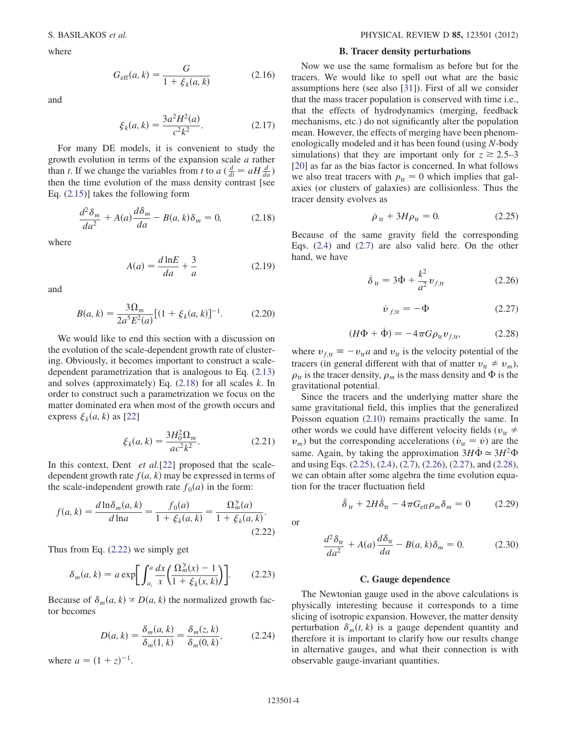where

$$G_{\rm eff}(a,k) = \frac{G}{1+\xi_k(a,k)} \tag{2.16}$$

and

$$\xi_k(a,k) = \frac{3a^2H^2(a)}{c^2k^2}. \tag{2.17}$$

For many DE models, it is convenient to study the growth evolution in terms of the expansion scale $a$ rather than $t$. If we change the variables from $t$ to $a$ ($\frac{d}{dt} = aH\frac{d}{da}$) then the time evolution of the mass density contrast [see Eq. (2.15)] takes the following form

$$\frac{d^2\delta_m}{da^2} + A(a)\frac{d\delta_m}{da} - B(a,k)\delta_m = 0, \tag{2.18}$$

where

$$A(a) = \frac{d\ln E}{da} + \frac{3}{a} \tag{2.19}$$

and

$$B(a,k) = \frac{3\Omega_m}{2a^5E^2(a)}[(1+\xi_k(a,k)]^{-1}. \tag{2.20}$$

We would like to end this section with a discussion on the evolution of the scale-dependent growth rate of clustering. Obviously, it becomes important to construct a scale-dependent parametrization that is analogous to Eq. (2.13) and solves (approximately) Eq. (2.18) for all scales $k$. In order to construct such a parametrization we focus on the matter dominated era when most of the growth occurs and express $\xi_k(a,k)$ as [22]

$$\xi_k(a,k) = \frac{3H_0^2\Omega_m}{ac^2k^2}. \tag{2.21}$$

In this context, Dent *et al.*[22] proposed that the scale-dependent growth rate $f(a,k)$ may be expressed in terms of the scale-independent growth rate $f_0(a)$ in the form:

$$f(a,k) = \frac{d\ln\delta_m(a,k)}{d\ln a} = \frac{f_0(a)}{1+\xi_k(a,k)} = \frac{\Omega_m^\gamma(a)}{1+\xi_k(a,k)}. \tag{2.22}$$

Thus from Eq. (2.22) we simply get

$$\delta_m(a,k) = a\exp\left[\int_{a_i}^{a}\frac{dx}{x}\left(\frac{\Omega_m^\gamma(x)-1}{1+\xi_k(x,k)}\right)\right]. \tag{2.23}$$

Because of $\delta_m(a,k) \propto D(a,k)$ the normalized growth factor becomes

$$D(a,k) = \frac{\delta_m(a,k)}{\delta_m(1,k)} = \frac{\delta_m(z,k)}{\delta_m(0,k)}, \tag{2.24}$$

where $a = (1+z)^{-1}$.

### B. Tracer density perturbations

Now we use the same formalism as before but for the tracers. We would like to spell out what are the basic assumptions here (see also [31]). First of all we consider that the mass tracer population is conserved with time i.e., that the effects of hydrodynamics (merging, feedback mechanisms, etc.) do not significantly alter the population mean. However, the effects of merging have been phenomenologically modeled and it has been found (using $N$-body simulations) that they are important only for $z \gtrsim 2.5$–$3$ [20] as far as the bias factor is concerned. In what follows we also treat tracers with $p_{\rm tr} = 0$ which implies that galaxies (or clusters of galaxies) are collisionless. Thus the tracer density evolves as

$$\dot{\rho}_{\rm tr} + 3H\rho_{\rm tr} = 0. \tag{2.25}$$

Because of the same gravity field the corresponding Eqs. (2.4) and (2.7) are also valid here. On the other hand, we have

$$\dot{\delta}_{\rm tr} = 3\dot{\Phi} + \frac{k^2}{a^2}v_{f,\rm tr} \tag{2.26}$$

$$\dot{v}_{f,\rm tr} = -\Phi \tag{2.27}$$

$$(H\Phi + \dot{\Phi}) = -4\pi G\rho_{\rm tr}v_{f,\rm tr}, \tag{2.28}$$

where $v_{f,\rm tr} \equiv -v_{\rm tr}a$ and $v_{\rm tr}$ is the velocity potential of the tracers (in general different with that of matter $v_{\rm tr} \neq v_m$), $\rho_{\rm tr}$ is the tracer density, $\rho_m$ is the mass density and $\Phi$ is the gravitational potential.

Since the tracers and the underlying matter share the same gravitational field, this implies that the generalized Poisson equation (2.10) remains practically the same. In other words we could have different velocity fields ($v_{\rm tr} \neq v_m$) but the corresponding accelerations ($\dot{v}_{\rm tr} = \dot{v}$) are the same. Again, by taking the approximation $3H\dot{\Phi} \simeq 3H^2\Phi$ and using Eqs. (2.25), (2.4), (2.7), (2.26), (2.27), and (2.28), we can obtain after some algebra the time evolution equation for the tracer fluctuation field

$$\ddot{\delta}_{\rm tr} + 2H\dot{\delta}_{\rm tr} - 4\pi G_{\rm eff}\rho_m\delta_m = 0 \tag{2.29}$$

or

$$\frac{d^2\delta_{\rm tr}}{da^2} + A(a)\frac{d\delta_{\rm tr}}{da} - B(a,k)\delta_m = 0. \tag{2.30}$$

### C. Gauge dependence

The Newtonian gauge used in the above calculations is physically interesting because it corresponds to a time slicing of isotropic expansion. However, the matter density perturbation $\delta_m(t,k)$ is a gauge dependent quantity and therefore it is important to clarify how our results change in alternative gauges, and what their connection is with observable gauge-invariant quantities.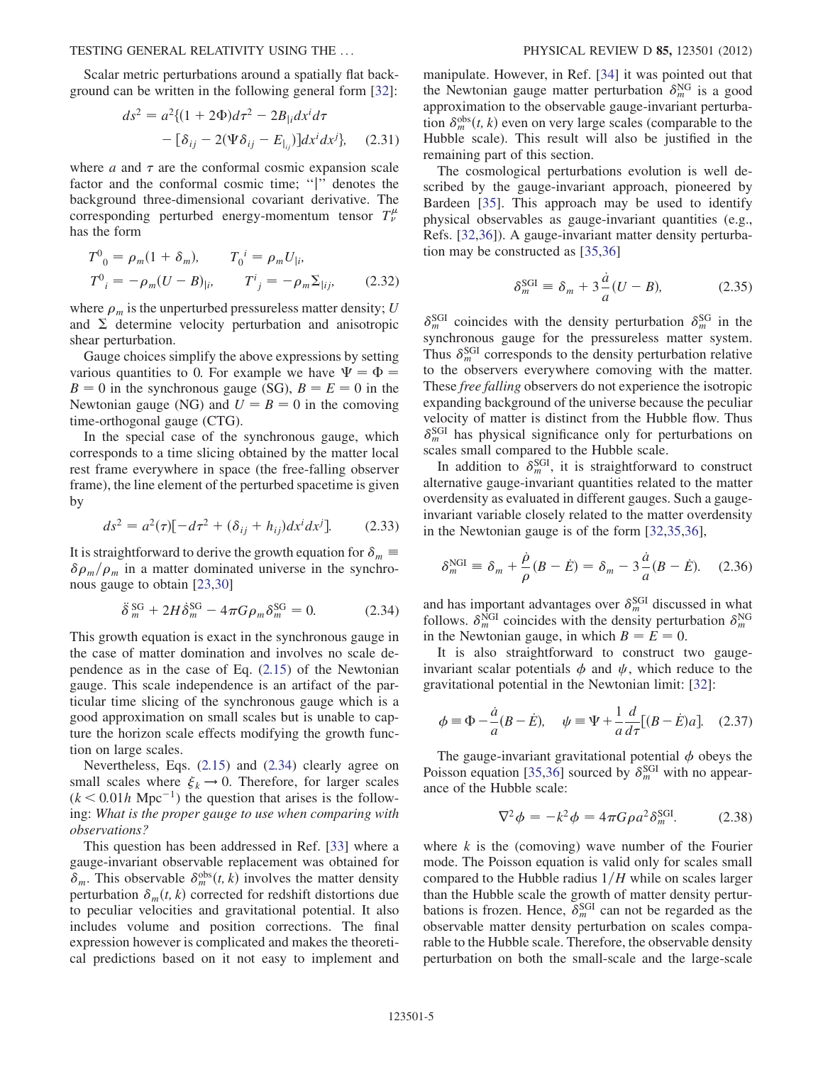Scalar metric perturbations around a spatially flat background can be written in the following general form [32]:

$$ds^2 = a^2\{(1+2\Phi)d\tau^2 - 2B_{|i}dx^i d\tau - [\delta_{ij} - 2(\Psi\delta_{ij} - E_{|_{ij}})]dx^i dx^j\}, \quad (2.31)$$

where $a$ and $\tau$ are the conformal cosmic expansion scale factor and the conformal cosmic time; "$|$" denotes the background three-dimensional covariant derivative. The corresponding perturbed energy-momentum tensor $T^\mu_\nu$ has the form

$$T^0{}_0 = \rho_m(1+\delta_m), \qquad T_0{}^i = \rho_m U_{|i},$$
$$T^0{}_i = -\rho_m(U-B)_{|i}, \qquad T^i{}_j = -\rho_m \Sigma_{|ij}, \quad (2.32)$$

where $\rho_m$ is the unperturbed pressureless matter density; $U$ and $\Sigma$ determine velocity perturbation and anisotropic shear perturbation.

Gauge choices simplify the above expressions by setting various quantities to 0. For example we have $\Psi = \Phi = B = 0$ in the synchronous gauge (SG), $B = E = 0$ in the Newtonian gauge (NG) and $U = B = 0$ in the comoving time-orthogonal gauge (CTG).

In the special case of the synchronous gauge, which corresponds to a time slicing obtained by the matter local rest frame everywhere in space (the free-falling observer frame), the line element of the perturbed spacetime is given by

$$ds^2 = a^2(\tau)[-d\tau^2 + (\delta_{ij} + h_{ij})dx^i dx^j]. \quad (2.33)$$

It is straightforward to derive the growth equation for $\delta_m \equiv \delta\rho_m/\rho_m$ in a matter dominated universe in the synchronous gauge to obtain [23,30]

$$\ddot{\delta}_m^{SG} + 2H\dot{\delta}_m^{SG} - 4\pi G\rho_m\delta_m^{SG} = 0. \quad (2.34)$$

This growth equation is exact in the synchronous gauge in the case of matter domination and involves no scale dependence as in the case of Eq. (2.15) of the Newtonian gauge. This scale independence is an artifact of the particular time slicing of the synchronous gauge which is a good approximation on small scales but is unable to capture the horizon scale effects modifying the growth function on large scales.

Nevertheless, Eqs. (2.15) and (2.34) clearly agree on small scales where $\xi_k \to 0$. Therefore, for larger scales ($k < 0.01h$ Mpc$^{-1}$) the question that arises is the following: *What is the proper gauge to use when comparing with observations?*

This question has been addressed in Ref. [33] where a gauge-invariant observable replacement was obtained for $\delta_m$. This observable $\delta_m^{obs}(t,k)$ involves the matter density perturbation $\delta_m(t,k)$ corrected for redshift distortions due to peculiar velocities and gravitational potential. It also includes volume and position corrections. The final expression however is complicated and makes the theoretical predictions based on it not easy to implement and manipulate. However, in Ref. [34] it was pointed out that the Newtonian gauge matter perturbation $\delta_m^{NG}$ is a good approximation to the observable gauge-invariant perturbation $\delta_m^{obs}(t,k)$ even on very large scales (comparable to the Hubble scale). This result will also be justified in the remaining part of this section.

The cosmological perturbations evolution is well described by the gauge-invariant approach, pioneered by Bardeen [35]. This approach may be used to identify physical observables as gauge-invariant quantities (e.g., Refs. [32,36]). A gauge-invariant matter density perturbation may be constructed as [35,36]

$$\delta_m^{SGI} \equiv \delta_m + 3\frac{\dot{a}}{a}(U-B), \quad (2.35)$$

$\delta_m^{SGI}$ coincides with the density perturbation $\delta_m^{SG}$ in the synchronous gauge for the pressureless matter system. Thus $\delta_m^{SGI}$ corresponds to the density perturbation relative to the observers everywhere comoving with the matter. These *free falling* observers do not experience the isotropic expanding background of the universe because the peculiar velocity of matter is distinct from the Hubble flow. Thus $\delta_m^{SGI}$ has physical significance only for perturbations on scales small compared to the Hubble scale.

In addition to $\delta_m^{SGI}$, it is straightforward to construct alternative gauge-invariant quantities related to the matter overdensity as evaluated in different gauges. Such a gauge-invariant variable closely related to the matter overdensity in the Newtonian gauge is of the form [32,35,36],

$$\delta_m^{NGI} \equiv \delta_m + \frac{\dot{\rho}}{\rho}(B-\dot{E}) = \delta_m - 3\frac{\dot{a}}{a}(B-\dot{E}). \quad (2.36)$$

and has important advantages over $\delta_m^{SGI}$ discussed in what follows. $\delta_m^{NGI}$ coincides with the density perturbation $\delta_m^{NG}$ in the Newtonian gauge, in which $B = E = 0$.

It is also straightforward to construct two gauge-invariant scalar potentials $\phi$ and $\psi$, which reduce to the gravitational potential in the Newtonian limit: [32]:

$$\phi \equiv \Phi - \frac{\dot{a}}{a}(B-\dot{E}), \quad \psi \equiv \Psi + \frac{1}{a}\frac{d}{d\tau}[(B-\dot{E})a]. \quad (2.37)$$

The gauge-invariant gravitational potential $\phi$ obeys the Poisson equation [35,36] sourced by $\delta_m^{SGI}$ with no appearance of the Hubble scale:

$$\nabla^2\phi = -k^2\phi = 4\pi G\rho a^2\delta_m^{SGI}. \quad (2.38)$$

where $k$ is the (comoving) wave number of the Fourier mode. The Poisson equation is valid only for scales small compared to the Hubble radius $1/H$ while on scales larger than the Hubble scale the growth of matter density perturbations is frozen. Hence, $\delta_m^{SGI}$ can not be regarded as the observable matter density perturbation on scales comparable to the Hubble scale. Therefore, the observable density perturbation on both the small-scale and the large-scale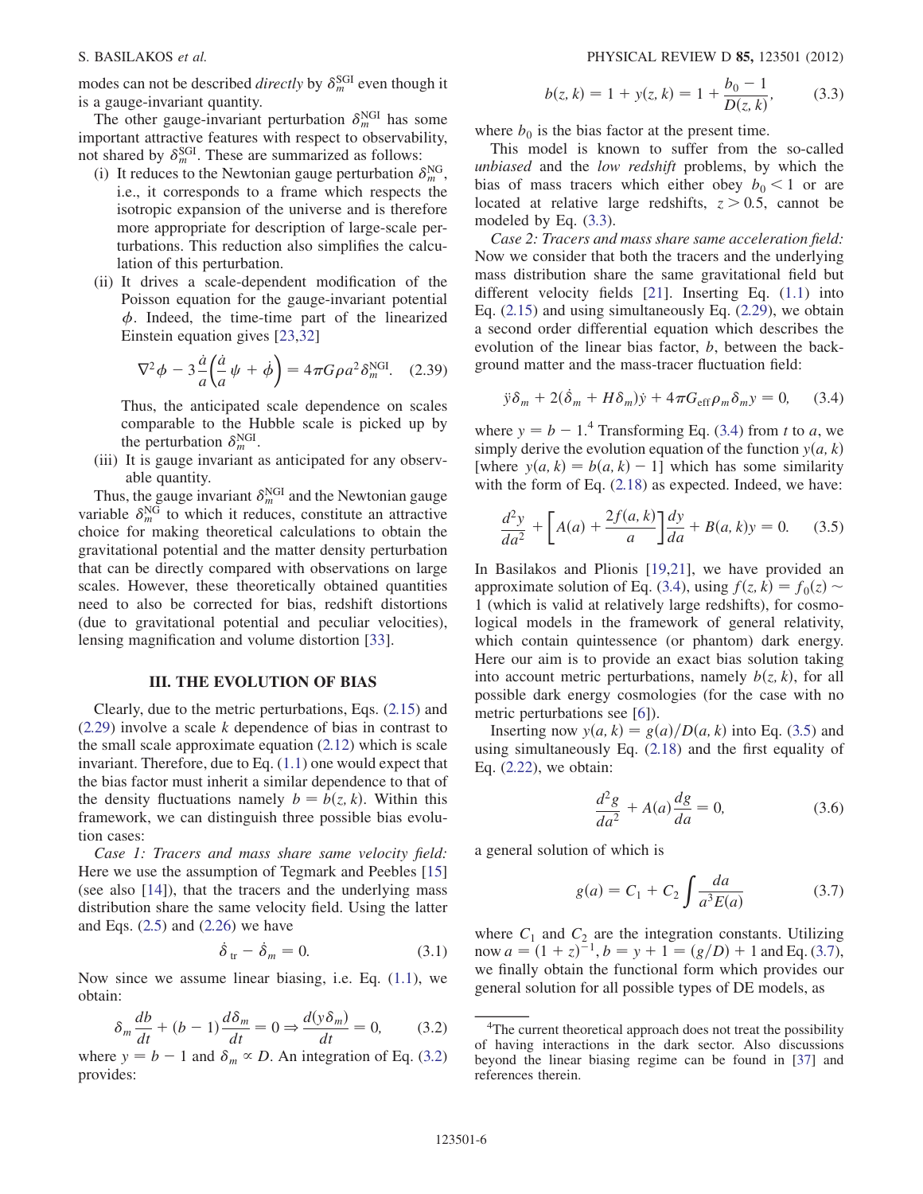modes can not be described *directly* by $\delta_m^{\rm SGI}$ even though it is a gauge-invariant quantity.

The other gauge-invariant perturbation $\delta_m^{\rm NGI}$ has some important attractive features with respect to observability, not shared by $\delta_m^{\rm SGI}$. These are summarized as follows:

(i) It reduces to the Newtonian gauge perturbation $\delta_m^{\rm NG}$, i.e., it corresponds to a frame which respects the isotropic expansion of the universe and is therefore more appropriate for description of large-scale perturbations. This reduction also simplifies the calculation of this perturbation.

(ii) It drives a scale-dependent modification of the Poisson equation for the gauge-invariant potential $\phi$. Indeed, the time-time part of the linearized Einstein equation gives [23,32]

$$\nabla^2\phi - 3\frac{\dot{a}}{a}\left(\frac{\dot{a}}{a}\psi + \dot{\phi}\right) = 4\pi G\rho a^2 \delta_m^{\rm NGI}. \quad (2.39)$$

Thus, the anticipated scale dependence on scales comparable to the Hubble scale is picked up by the perturbation $\delta_m^{\rm NGI}$.

(iii) It is gauge invariant as anticipated for any observable quantity.

Thus, the gauge invariant $\delta_m^{\rm NGI}$ and the Newtonian gauge variable $\delta_m^{\rm NG}$ to which it reduces, constitute an attractive choice for making theoretical calculations to obtain the gravitational potential and the matter density perturbation that can be directly compared with observations on large scales. However, these theoretically obtained quantities need to also be corrected for bias, redshift distortions (due to gravitational potential and peculiar velocities), lensing magnification and volume distortion [33].

## III. THE EVOLUTION OF BIAS

Clearly, due to the metric perturbations, Eqs. (2.15) and (2.29) involve a scale $k$ dependence of bias in contrast to the small scale approximate equation (2.12) which is scale invariant. Therefore, due to Eq. (1.1) one would expect that the bias factor must inherit a similar dependence to that of the density fluctuations namely $b = b(z, k)$. Within this framework, we can distinguish three possible bias evolution cases:

*Case 1: Tracers and mass share same velocity field:* Here we use the assumption of Tegmark and Peebles [15] (see also [14]), that the tracers and the underlying mass distribution share the same velocity field. Using the latter and Eqs. (2.5) and (2.26) we have

$$\dot{\delta}_{\rm tr} - \dot{\delta}_m = 0. \quad (3.1)$$

Now since we assume linear biasing, i.e. Eq. (1.1), we obtain:

$$\delta_m \frac{db}{dt} + (b-1)\frac{d\delta_m}{dt} = 0 \Rightarrow \frac{d(y\delta_m)}{dt} = 0, \quad (3.2)$$

where $y = b - 1$ and $\delta_m \propto D$. An integration of Eq. (3.2) provides:

$$b(z,k) = 1 + y(z,k) = 1 + \frac{b_0 - 1}{D(z,k)}, \quad (3.3)$$

where $b_0$ is the bias factor at the present time.

This model is known to suffer from the so-called *unbiased* and the *low redshift* problems, by which the bias of mass tracers which either obey $b_0 < 1$ or are located at relative large redshifts, $z > 0.5$, cannot be modeled by Eq. (3.3).

*Case 2: Tracers and mass share same acceleration field:* Now we consider that both the tracers and the underlying mass distribution share the same gravitational field but different velocity fields [21]. Inserting Eq. (1.1) into Eq. (2.15) and using simultaneously Eq. (2.29), we obtain a second order differential equation which describes the evolution of the linear bias factor, $b$, between the background matter and the mass-tracer fluctuation field:

$$\ddot{y}\delta_m + 2(\dot{\delta}_m + H\delta_m)\dot{y} + 4\pi G_{\rm eff}\rho_m\delta_m y = 0, \quad (3.4)$$

where $y = b - 1$.[4] Transforming Eq. (3.4) from $t$ to $a$, we simply derive the evolution equation of the function $y(a, k)$ [where $y(a, k) = b(a, k) - 1$] which has some similarity with the form of Eq. (2.18) as expected. Indeed, we have:

$$\frac{d^2y}{da^2} + \left[A(a) + \frac{2f(a,k)}{a}\right]\frac{dy}{da} + B(a,k)y = 0. \quad (3.5)$$

In Basilakos and Plionis [19,21], we have provided an approximate solution of Eq. (3.4), using $f(z, k) = f_0(z) \sim 1$ (which is valid at relatively large redshifts), for cosmological models in the framework of general relativity, which contain quintessence (or phantom) dark energy. Here our aim is to provide an exact bias solution taking into account metric perturbations, namely $b(z, k)$, for all possible dark energy cosmologies (for the case with no metric perturbations see [6]).

Inserting now $y(a, k) = g(a)/D(a, k)$ into Eq. (3.5) and using simultaneously Eq. (2.18) and the first equality of Eq. (2.22), we obtain:

$$\frac{d^2g}{da^2} + A(a)\frac{dg}{da} = 0, \quad (3.6)$$

a general solution of which is

$$g(a) = C_1 + C_2\int\frac{da}{a^3E(a)} \quad (3.7)$$

where $C_1$ and $C_2$ are the integration constants. Utilizing now $a = (1+z)^{-1}$, $b = y + 1 = (g/D) + 1$ and Eq. (3.7), we finally obtain the functional form which provides our general solution for all possible types of DE models, as

[4] The current theoretical approach does not treat the possibility of having interactions in the dark sector. Also discussions beyond the linear biasing regime can be found in [37] and references therein.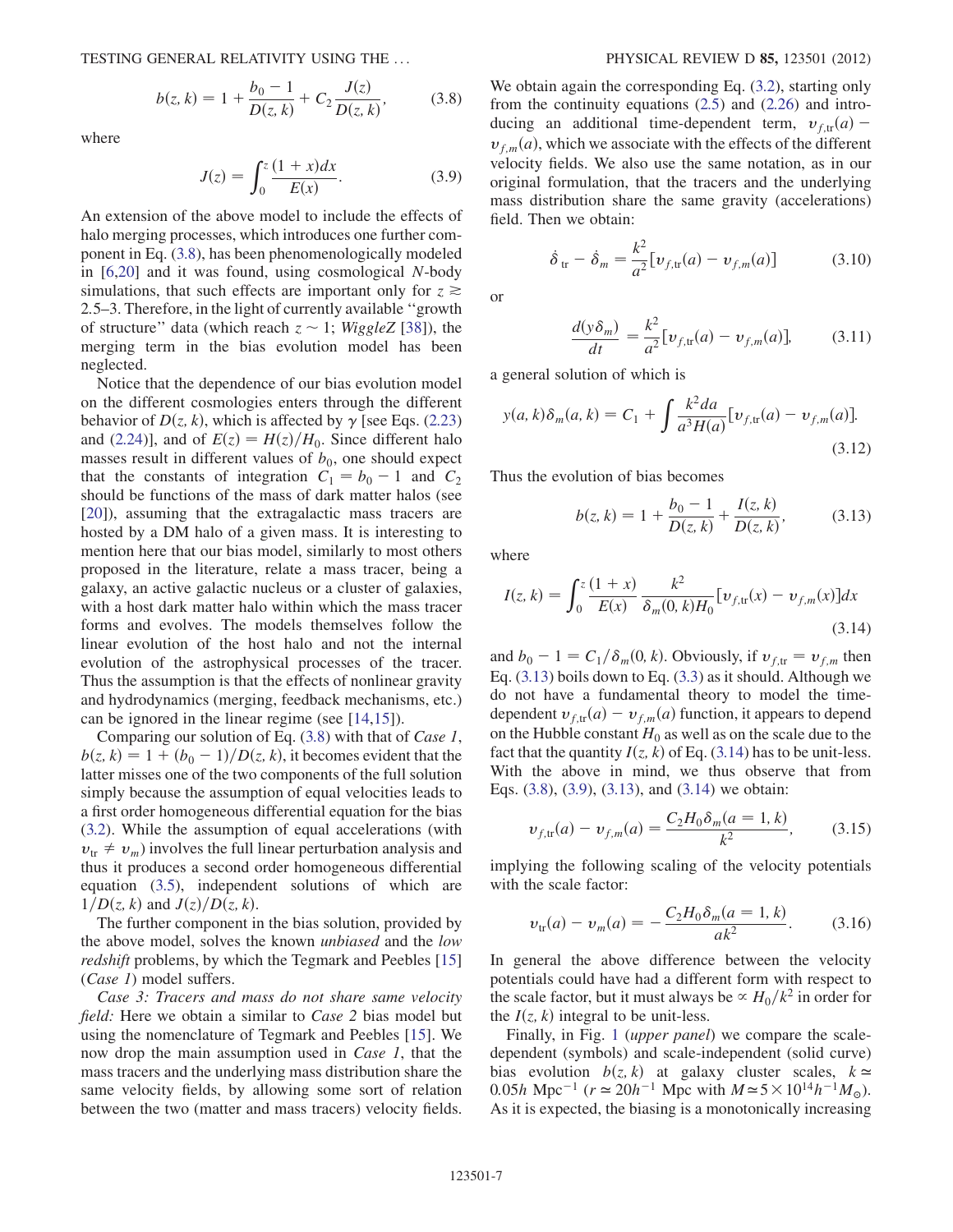$$b(z,k) = 1 + \frac{b_0 - 1}{D(z,k)} + C_2 \frac{J(z)}{D(z,k)}, \tag{3.8}$$

where

$$J(z) = \int_0^z \frac{(1+x)dx}{E(x)}. \tag{3.9}$$

An extension of the above model to include the effects of halo merging processes, which introduces one further component in Eq. (3.8), has been phenomenologically modeled in [6,20] and it was found, using cosmological $N$-body simulations, that such effects are important only for $z \gtrsim 2.5$–3. Therefore, in the light of currently available "growth of structure" data (which reach $z \sim 1$; *WiggleZ* [38]), the merging term in the bias evolution model has been neglected.

Notice that the dependence of our bias evolution model on the different cosmologies enters through the different behavior of $D(z,k)$, which is affected by $\gamma$ [see Eqs. (2.23) and (2.24)], and of $E(z) = H(z)/H_0$. Since different halo masses result in different values of $b_0$, one should expect that the constants of integration $C_1 = b_0 - 1$ and $C_2$ should be functions of the mass of dark matter halos (see [20]), assuming that the extragalactic mass tracers are hosted by a DM halo of a given mass. It is interesting to mention here that our bias model, similarly to most others proposed in the literature, relate a mass tracer, being a galaxy, an active galactic nucleus or a cluster of galaxies, with a host dark matter halo within which the mass tracer forms and evolves. The models themselves follow the linear evolution of the host halo and not the internal evolution of the astrophysical processes of the tracer. Thus the assumption is that the effects of nonlinear gravity and hydrodynamics (merging, feedback mechanisms, etc.) can be ignored in the linear regime (see [14,15]).

Comparing our solution of Eq. (3.8) with that of *Case 1*, $b(z,k) = 1 + (b_0 - 1)/D(z,k)$, it becomes evident that the latter misses one of the two components of the full solution simply because the assumption of equal velocities leads to a first order homogeneous differential equation for the bias (3.2). While the assumption of equal accelerations (with $v_{tr} \neq v_m$) involves the full linear perturbation analysis and thus it produces a second order homogeneous differential equation (3.5), independent solutions of which are $1/D(z,k)$ and $J(z)/D(z,k)$.

The further component in the bias solution, provided by the above model, solves the known *unbiased* and the *low redshift* problems, by which the Tegmark and Peebles [15] (*Case 1*) model suffers.

*Case 3: Tracers and mass do not share same velocity field:* Here we obtain a similar to *Case 2* bias model but using the nomenclature of Tegmark and Peebles [15]. We now drop the main assumption used in *Case 1*, that the mass tracers and the underlying mass distribution share the same velocity fields, by allowing some sort of relation between the two (matter and mass tracers) velocity fields. We obtain again the corresponding Eq. (3.2), starting only from the continuity equations (2.5) and (2.26) and introducing an additional time-dependent term, $v_{f,\mathrm{tr}}(a) - v_{f,m}(a)$, which we associate with the effects of the different velocity fields. We also use the same notation, as in our original formulation, that the tracers and the underlying mass distribution share the same gravity (accelerations) field. Then we obtain:

$$\dot{\delta}_{\mathrm{tr}} - \dot{\delta}_m = \frac{k^2}{a^2}[v_{f,\mathrm{tr}}(a) - v_{f,m}(a)] \tag{3.10}$$

or

$$\frac{d(y\delta_m)}{dt} = \frac{k^2}{a^2}[v_{f,\mathrm{tr}}(a) - v_{f,m}(a)], \tag{3.11}$$

a general solution of which is

$$y(a,k)\delta_m(a,k) = C_1 + \int \frac{k^2 da}{a^3 H(a)}[v_{f,\mathrm{tr}}(a) - v_{f,m}(a)]. \tag{3.12}$$

Thus the evolution of bias becomes

$$b(z,k) = 1 + \frac{b_0 - 1}{D(z,k)} + \frac{I(z,k)}{D(z,k)}, \tag{3.13}$$

where

$$I(z,k) = \int_0^z \frac{(1+x)}{E(x)} \frac{k^2}{\delta_m(0,k)H_0}[v_{f,\mathrm{tr}}(x) - v_{f,m}(x)]dx \tag{3.14}$$

and $b_0 - 1 = C_1/\delta_m(0,k)$. Obviously, if $v_{f,\mathrm{tr}} = v_{f,m}$ then Eq. (3.13) boils down to Eq. (3.3) as it should. Although we do not have a fundamental theory to model the time-dependent $v_{f,\mathrm{tr}}(a) - v_{f,m}(a)$ function, it appears to depend on the Hubble constant $H_0$ as well as on the scale due to the fact that the quantity $I(z,k)$ of Eq. (3.14) has to be unit-less. With the above in mind, we thus observe that from Eqs. (3.8), (3.9), (3.13), and (3.14) we obtain:

$$v_{f,\mathrm{tr}}(a) - v_{f,m}(a) = \frac{C_2 H_0 \delta_m(a=1,k)}{k^2}, \tag{3.15}$$

implying the following scaling of the velocity potentials with the scale factor:

$$v_{\mathrm{tr}}(a) - v_m(a) = -\frac{C_2 H_0 \delta_m(a=1,k)}{ak^2}. \tag{3.16}$$

In general the above difference between the velocity potentials could have had a different form with respect to the scale factor, but it must always be $\propto H_0/k^2$ in order for the $I(z,k)$ integral to be unit-less.

Finally, in Fig. 1 (*upper panel*) we compare the scale-dependent (symbols) and scale-independent (solid curve) bias evolution $b(z,k)$ at galaxy cluster scales, $k \simeq 0.05h\ \mathrm{Mpc}^{-1}$ ($r \simeq 20h^{-1}$ Mpc with $M \simeq 5 \times 10^{14} h^{-1} M_\odot$). As it is expected, the biasing is a monotonically increasing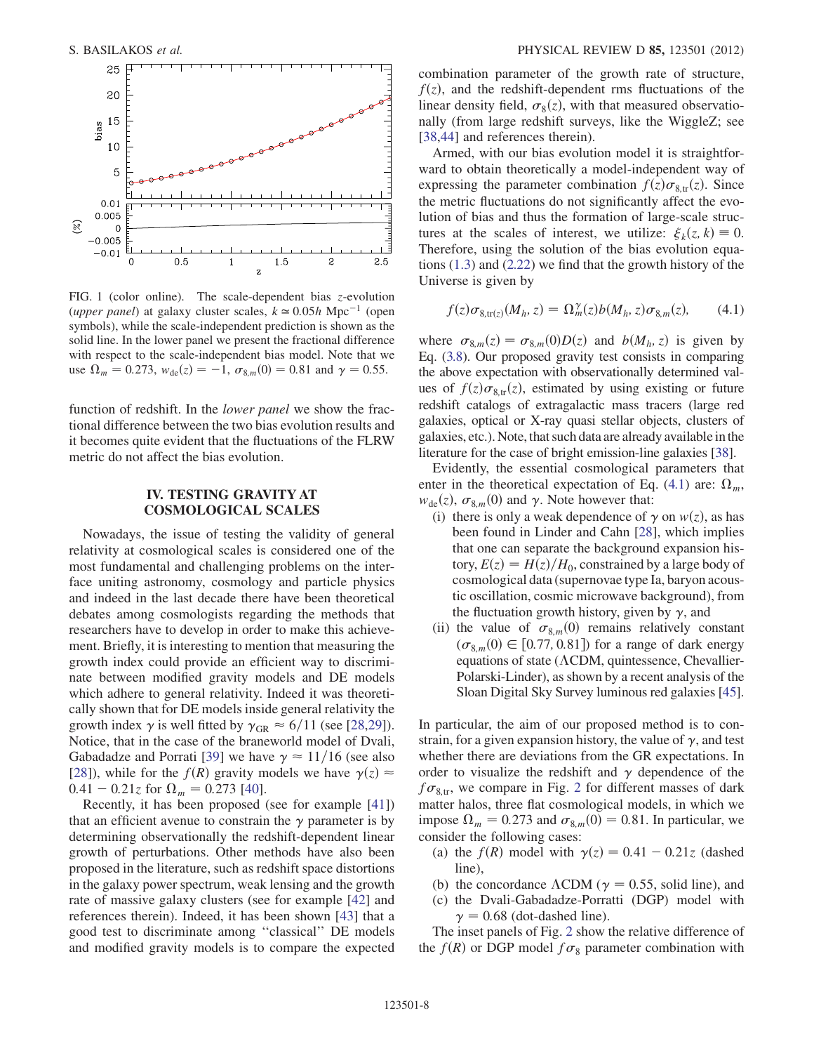FIG. 1 (color online). The scale-dependent bias $z$-evolution (*upper panel*) at galaxy cluster scales, $k \simeq 0.05h$ Mpc$^{-1}$ (open symbols), while the scale-independent prediction is shown as the solid line. In the lower panel we present the fractional difference with respect to the scale-independent bias model. Note that we use $\Omega_m = 0.273$, $w_{\rm de}(z) = -1$, $\sigma_{8,m}(0) = 0.81$ and $\gamma = 0.55$.

function of redshift. In the *lower panel* we show the fractional difference between the two bias evolution results and it becomes quite evident that the fluctuations of the FLRW metric do not affect the bias evolution.

## IV. TESTING GRAVITY AT COSMOLOGICAL SCALES

Nowadays, the issue of testing the validity of general relativity at cosmological scales is considered one of the most fundamental and challenging problems on the interface uniting astronomy, cosmology and particle physics and indeed in the last decade there have been theoretical debates among cosmologists regarding the methods that researchers have to develop in order to make this achievement. Briefly, it is interesting to mention that measuring the growth index could provide an efficient way to discriminate between modified gravity models and DE models which adhere to general relativity. Indeed it was theoretically shown that for DE models inside general relativity the growth index $\gamma$ is well fitted by $\gamma_{\rm GR} \approx 6/11$ (see [28,29]). Notice, that in the case of the braneworld model of Dvali, Gabadadze and Porrati [39] we have $\gamma \approx 11/16$ (see also [28]), while for the $f(R)$ gravity models we have $\gamma(z) \approx 0.41 - 0.21z$ for $\Omega_m = 0.273$ [40].

Recently, it has been proposed (see for example [41]) that an efficient avenue to constrain the $\gamma$ parameter is by determining observationally the redshift-dependent linear growth of perturbations. Other methods have also been proposed in the literature, such as redshift space distortions in the galaxy power spectrum, weak lensing and the growth rate of massive galaxy clusters (see for example [42] and references therein). Indeed, it has been shown [43] that a good test to discriminate among "classical" DE models and modified gravity models is to compare the expected combination parameter of the growth rate of structure, $f(z)$, and the redshift-dependent rms fluctuations of the linear density field, $\sigma_8(z)$, with that measured observationally (from large redshift surveys, like the WiggleZ; see [38,44] and references therein).

Armed, with our bias evolution model it is straightforward to obtain theoretically a model-independent way of expressing the parameter combination $f(z)\sigma_{8,\rm tr}(z)$. Since the metric fluctuations do not significantly affect the evolution of bias and thus the formation of large-scale structures at the scales of interest, we utilize: $\xi_k(z, k) \equiv 0$. Therefore, using the solution of the bias evolution equations (1.3) and (2.22) we find that the growth history of the Universe is given by

$$f(z)\sigma_{8,\rm tr(z)}(M_h, z) = \Omega_m^\gamma(z) b(M_h, z)\sigma_{8,m}(z), \tag{4.1}$$

where $\sigma_{8,m}(z) = \sigma_{8,m}(0)D(z)$ and $b(M_h, z)$ is given by Eq. (3.8). Our proposed gravity test consists in comparing the above expectation with observationally determined values of $f(z)\sigma_{8,\rm tr}(z)$, estimated by using existing or future redshift catalogs of extragalactic mass tracers (large red galaxies, optical or X-ray quasi stellar objects, clusters of galaxies, etc.). Note, that such data are already available in the literature for the case of bright emission-line galaxies [38].

Evidently, the essential cosmological parameters that enter in the theoretical expectation of Eq. (4.1) are: $\Omega_m$, $w_{\rm de}(z)$, $\sigma_{8,m}(0)$ and $\gamma$. Note however that:

- (i) there is only a weak dependence of $\gamma$ on $w(z)$, as has been found in Linder and Cahn [28], which implies that one can separate the background expansion history, $E(z) = H(z)/H_0$, constrained by a large body of cosmological data (supernovae type Ia, baryon acoustic oscillation, cosmic microwave background), from the fluctuation growth history, given by $\gamma$, and
- (ii) the value of $\sigma_{8,m}(0)$ remains relatively constant ($\sigma_{8,m}(0) \in [0.77, 0.81]$) for a range of dark energy equations of state ($\Lambda$CDM, quintessence, Chevallier-Polarski-Linder), as shown by a recent analysis of the Sloan Digital Sky Survey luminous red galaxies [45].

In particular, the aim of our proposed method is to constrain, for a given expansion history, the value of $\gamma$, and test whether there are deviations from the GR expectations. In order to visualize the redshift and $\gamma$ dependence of the $f\sigma_{8,\rm tr}$, we compare in Fig. 2 for different masses of dark matter halos, three flat cosmological models, in which we impose $\Omega_m = 0.273$ and $\sigma_{8,m}(0) = 0.81$. In particular, we consider the following cases:

- (a) the $f(R)$ model with $\gamma(z) = 0.41 - 0.21z$ (dashed line),
- (b) the concordance $\Lambda$CDM ($\gamma = 0.55$, solid line), and
- (c) the Dvali-Gabadadze-Porratti (DGP) model with $\gamma = 0.68$ (dot-dashed line).

The inset panels of Fig. 2 show the relative difference of the $f(R)$ or DGP model $f\sigma_8$ parameter combination with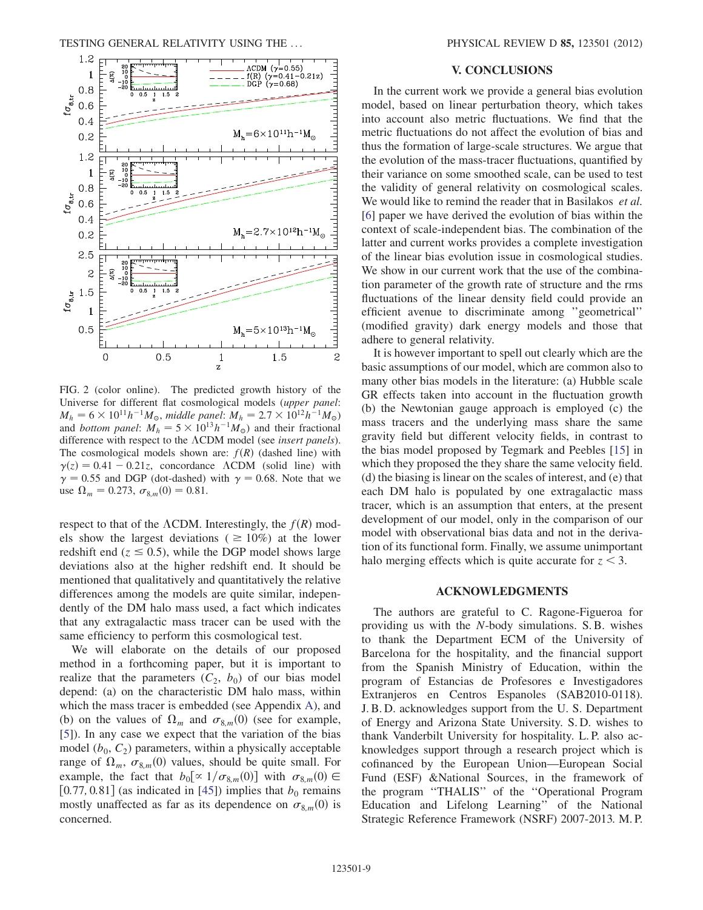FIG. 2 (color online). The predicted growth history of the Universe for different flat cosmological models (*upper panel*: $M_h = 6 \times 10^{11} h^{-1} M_{\odot}$, *middle panel*: $M_h = 2.7 \times 10^{12} h^{-1} M_{\odot}$) and *bottom panel*: $M_h = 5 \times 10^{13} h^{-1} M_{\odot}$) and their fractional difference with respect to the ΛCDM model (see *insert panels*). The cosmological models shown are: $f(R)$ (dashed line) with $\gamma(z) = 0.41 - 0.21z$, concordance ΛCDM (solid line) with $\gamma = 0.55$ and DGP (dot-dashed) with $\gamma = 0.68$. Note that we use $\Omega_m = 0.273$, $\sigma_{8,m}(0) = 0.81$.

respect to that of the ΛCDM. Interestingly, the $f(R)$ models show the largest deviations ($\geq 10\%$) at the lower redshift end ($z \leq 0.5$), while the DGP model shows large deviations also at the higher redshift end. It should be mentioned that qualitatively and quantitatively the relative differences among the models are quite similar, independently of the DM halo mass used, a fact which indicates that any extragalactic mass tracer can be used with the same efficiency to perform this cosmological test.

We will elaborate on the details of our proposed method in a forthcoming paper, but it is important to realize that the parameters ($C_2$, $b_0$) of our bias model depend: (a) on the characteristic DM halo mass, within which the mass tracer is embedded (see Appendix A), and (b) on the values of $\Omega_m$ and $\sigma_{8,m}(0)$ (see for example, [5]). In any case we expect that the variation of the bias model ($b_0$, $C_2$) parameters, within a physically acceptable range of $\Omega_m$, $\sigma_{8,m}(0)$ values, should be quite small. For example, the fact that $b_0[\propto 1/\sigma_{8,m}(0)]$ with $\sigma_{8,m}(0) \in [0.77, 0.81]$ (as indicated in [45]) implies that $b_0$ remains mostly unaffected as far as its dependence on $\sigma_{8,m}(0)$ is concerned.

## V. CONCLUSIONS

In the current work we provide a general bias evolution model, based on linear perturbation theory, which takes into account also metric fluctuations. We find that the metric fluctuations do not affect the evolution of bias and thus the formation of large-scale structures. We argue that the evolution of the mass-tracer fluctuations, quantified by their variance on some smoothed scale, can be used to test the validity of general relativity on cosmological scales. We would like to remind the reader that in Basilakos *et al.* [6] paper we have derived the evolution of bias within the context of scale-independent bias. The combination of the latter and current works provides a complete investigation of the linear bias evolution issue in cosmological studies. We show in our current work that the use of the combination parameter of the growth rate of structure and the rms fluctuations of the linear density field could provide an efficient avenue to discriminate among ''geometrical'' (modified gravity) dark energy models and those that adhere to general relativity.

It is however important to spell out clearly which are the basic assumptions of our model, which are common also to many other bias models in the literature: (a) Hubble scale GR effects taken into account in the fluctuation growth (b) the Newtonian gauge approach is employed (c) the mass tracers and the underlying mass share the same gravity field but different velocity fields, in contrast to the bias model proposed by Tegmark and Peebles [15] in which they proposed the they share the same velocity field. (d) the biasing is linear on the scales of interest, and (e) that each DM halo is populated by one extragalactic mass tracer, which is an assumption that enters, at the present development of our model, only in the comparison of our model with observational bias data and not in the derivation of its functional form. Finally, we assume unimportant halo merging effects which is quite accurate for $z < 3$.

## ACKNOWLEDGMENTS

The authors are grateful to C. Ragone-Figueroa for providing us with the *N*-body simulations. S. B. wishes to thank the Department ECM of the University of Barcelona for the hospitality, and the financial support from the Spanish Ministry of Education, within the program of Estancias de Profesores e Investigadores Extranjeros en Centros Espanoles (SAB2010-0118). J. B. D. acknowledges support from the U. S. Department of Energy and Arizona State University. S. D. wishes to thank Vanderbilt University for hospitality. L. P. also acknowledges support through a research project which is cofinanced by the European Union—European Social Fund (ESF) &National Sources, in the framework of the program ''THALIS'' of the ''Operational Program Education and Lifelong Learning'' of the National Strategic Reference Framework (NSRF) 2007-2013. M. P.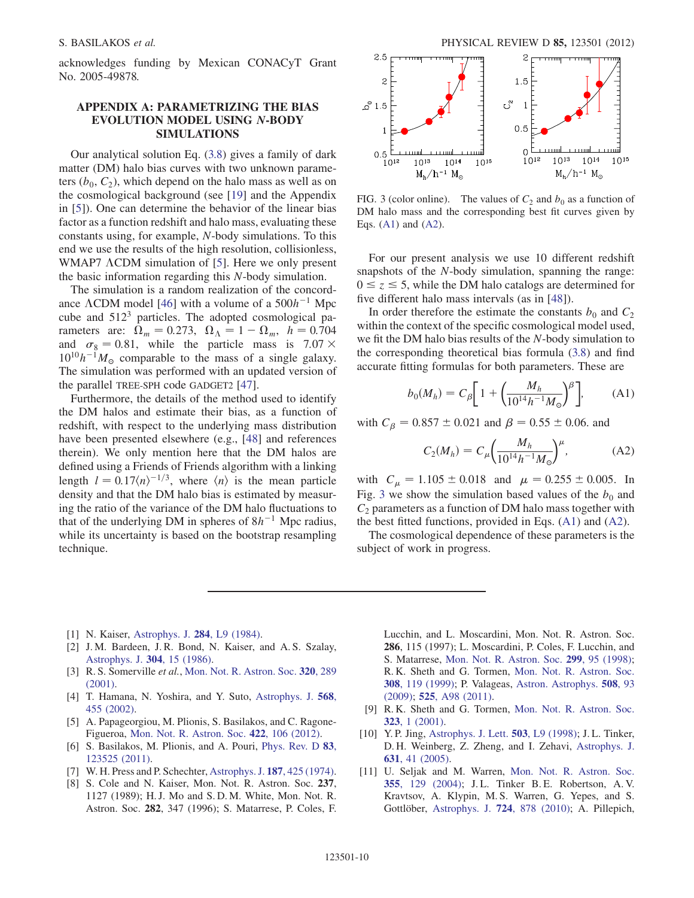acknowledges funding by Mexican CONACyT Grant No. 2005-49878.

## APPENDIX A: PARAMETRIZING THE BIAS EVOLUTION MODEL USING N-BODY SIMULATIONS

Our analytical solution Eq. (3.8) gives a family of dark matter (DM) halo bias curves with two unknown parameters ($b_0$, $C_2$), which depend on the halo mass as well as on the cosmological background (see [19] and the Appendix in [5]). One can determine the behavior of the linear bias factor as a function redshift and halo mass, evaluating these constants using, for example, $N$-body simulations. To this end we use the results of the high resolution, collisionless, WMAP7 ΛCDM simulation of [5]. Here we only present the basic information regarding this $N$-body simulation.

The simulation is a random realization of the concordance ΛCDM model [46] with a volume of a $500h^{-1}$ Mpc cube and $512^3$ particles. The adopted cosmological parameters are: $\Omega_m = 0.273$, $\Omega_\Lambda = 1 - \Omega_m$, $h = 0.704$ and $\sigma_8 = 0.81$, while the particle mass is $7.07 \times 10^{10} h^{-1} M_\odot$ comparable to the mass of a single galaxy. The simulation was performed with an updated version of the parallel TREE-SPH code GADGET2 [47].

Furthermore, the details of the method used to identify the DM halos and estimate their bias, as a function of redshift, with respect to the underlying mass distribution have been presented elsewhere (e.g., [48] and references therein). We only mention here that the DM halos are defined using a Friends of Friends algorithm with a linking length $l = 0.17\langle n \rangle^{-1/3}$, where $\langle n \rangle$ is the mean particle density and that the DM halo bias is estimated by measuring the ratio of the variance of the DM halo fluctuations to that of the underlying DM in spheres of $8h^{-1}$ Mpc radius, while its uncertainty is based on the bootstrap resampling technique.

FIG. 3 (color online). The values of $C_2$ and $b_0$ as a function of DM halo mass and the corresponding best fit curves given by Eqs. (A1) and (A2).

For our present analysis we use 10 different redshift snapshots of the $N$-body simulation, spanning the range: $0 \leq z \leq 5$, while the DM halo catalogs are determined for five different halo mass intervals (as in [48]).

In order therefore the estimate the constants $b_0$ and $C_2$ within the context of the specific cosmological model used, we fit the DM halo bias results of the $N$-body simulation to the corresponding theoretical bias formula (3.8) and find accurate fitting formulas for both parameters. These are

$$b_0(M_h) = C_\beta \left[ 1 + \left( \frac{M_h}{10^{14} h^{-1} M_\odot} \right)^\beta \right], \qquad \text{(A1)}$$

with $C_\beta = 0.857 \pm 0.021$ and $\beta = 0.55 \pm 0.06$. and

$$C_2(M_h) = C_\mu \left( \frac{M_h}{10^{14} h^{-1} M_\odot} \right)^\mu, \qquad \text{(A2)}$$

with $C_\mu = 1.105 \pm 0.018$ and $\mu = 0.255 \pm 0.005$. In Fig. 3 we show the simulation based values of the $b_0$ and $C_2$ parameters as a function of halo mass together with the best fitted functions, provided in Eqs. (A1) and (A2).

The cosmological dependence of these parameters is the subject of work in progress.

---

[1] N. Kaiser, Astrophys. J. **284**, L9 (1984).

[2] J. M. Bardeen, J. R. Bond, N. Kaiser, and A. S. Szalay, Astrophys. J. **304**, 15 (1986).

[3] R. S. Somerville *et al.*, Mon. Not. R. Astron. Soc. **320**, 289 (2001).

[4] T. Hamana, N. Yoshira, and Y. Suto, Astrophys. J. **568**, 455 (2002).

[5] A. Papageorgiou, M. Plionis, S. Basilakos, and C. Ragone-Figueroa, Mon. Not. R. Astron. Soc. **422**, 106 (2012).

[6] S. Basilakos, M. Plionis, and A. Pouri, Phys. Rev. D **83**, 123525 (2011).

[7] W. H. Press and P. Schechter, Astrophys. J. **187**, 425 (1974).

[8] S. Cole and N. Kaiser, Mon. Not. R. Astron. Soc. **237**, 1127 (1989); H. J. Mo and S. D. M. White, Mon. Not. R. Astron. Soc. **282**, 347 (1996); S. Matarrese, P. Coles, F. Lucchin, and L. Moscardini, Mon. Not. R. Astron. Soc. **286**, 115 (1997); L. Moscardini, P. Coles, F. Lucchin, and S. Matarrese, Mon. Not. R. Astron. Soc. **299**, 95 (1998); R. K. Sheth and G. Tormen, Mon. Not. R. Astron. Soc. **308**, 119 (1999); P. Valageas, Astron. Astrophys. **508**, 93 (2009); **525**, A98 (2011).

[9] R. K. Sheth and G. Tormen, Mon. Not. R. Astron. Soc. **323**, 1 (2001).

[10] Y. P. Jing, Astrophys. J. Lett. **503**, L9 (1998); J. L. Tinker, D. H. Weinberg, Z. Zheng, and I. Zehavi, Astrophys. J. **631**, 41 (2005).

[11] U. Seljak and M. Warren, Mon. Not. R. Astron. Soc. **355**, 129 (2004); J. L. Tinker B. E. Robertson, A. V. Kravtsov, A. Klypin, M. S. Warren, G. Yepes, and S. Gottlöber, Astrophys. J. **724**, 878 (2010); A. Pillepich,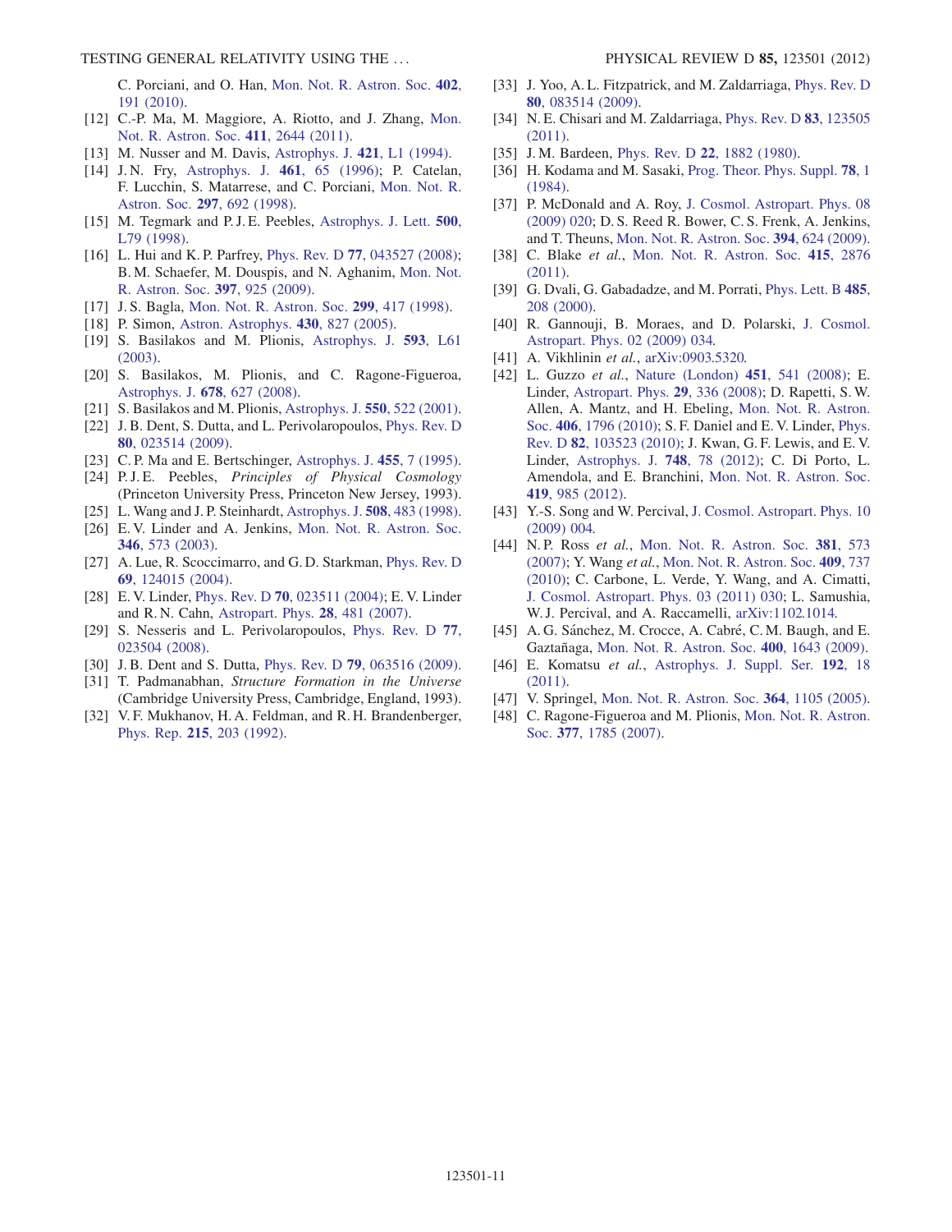C. Porciani, and O. Han, Mon. Not. R. Astron. Soc. **402**, 191 (2010).

[12] C.-P. Ma, M. Maggiore, A. Riotto, and J. Zhang, Mon. Not. R. Astron. Soc. **411**, 2644 (2011).

[13] M. Nusser and M. Davis, Astrophys. J. **421**, L1 (1994).

[14] J. N. Fry, Astrophys. J. **461**, 65 (1996); P. Catelan, F. Lucchin, S. Matarrese, and C. Porciani, Mon. Not. R. Astron. Soc. **297**, 692 (1998).

[15] M. Tegmark and P. J. E. Peebles, Astrophys. J. Lett. **500**, L79 (1998).

[16] L. Hui and K. P. Parfrey, Phys. Rev. D **77**, 043527 (2008); B. M. Schaefer, M. Douspis, and N. Aghanim, Mon. Not. R. Astron. Soc. **397**, 925 (2009).

[17] J. S. Bagla, Mon. Not. R. Astron. Soc. **299**, 417 (1998).

[18] P. Simon, Astron. Astrophys. **430**, 827 (2005).

[19] S. Basilakos and M. Plionis, Astrophys. J. **593**, L61 (2003).

[20] S. Basilakos, M. Plionis, and C. Ragone-Figueroa, Astrophys. J. **678**, 627 (2008).

[21] S. Basilakos and M. Plionis, Astrophys. J. **550**, 522 (2001).

[22] J. B. Dent, S. Dutta, and L. Perivolaropoulos, Phys. Rev. D **80**, 023514 (2009).

[23] C. P. Ma and E. Bertschinger, Astrophys. J. **455**, 7 (1995).

[24] P. J. E. Peebles, *Principles of Physical Cosmology* (Princeton University Press, Princeton New Jersey, 1993).

[25] L. Wang and J. P. Steinhardt, Astrophys. J. **508**, 483 (1998).

[26] E. V. Linder and A. Jenkins, Mon. Not. R. Astron. Soc. **346**, 573 (2003).

[27] A. Lue, R. Scoccimarro, and G. D. Starkman, Phys. Rev. D **69**, 124015 (2004).

[28] E. V. Linder, Phys. Rev. D **70**, 023511 (2004); E. V. Linder and R. N. Cahn, Astropart. Phys. **28**, 481 (2007).

[29] S. Nesseris and L. Perivolaropoulos, Phys. Rev. D **77**, 023504 (2008).

[30] J. B. Dent and S. Dutta, Phys. Rev. D **79**, 063516 (2009).

[31] T. Padmanabhan, *Structure Formation in the Universe* (Cambridge University Press, Cambridge, England, 1993).

[32] V. F. Mukhanov, H. A. Feldman, and R. H. Brandenberger, Phys. Rep. **215**, 203 (1992).

[33] J. Yoo, A. L. Fitzpatrick, and M. Zaldarriaga, Phys. Rev. D **80**, 083514 (2009).

[34] N. E. Chisari and M. Zaldarriaga, Phys. Rev. D **83**, 123505 (2011).

[35] J. M. Bardeen, Phys. Rev. D **22**, 1882 (1980).

[36] H. Kodama and M. Sasaki, Prog. Theor. Phys. Suppl. **78**, 1 (1984).

[37] P. McDonald and A. Roy, J. Cosmol. Astropart. Phys. 08 (2009) 020; D. S. Reed R. Bower, C. S. Frenk, A. Jenkins, and T. Theuns, Mon. Not. R. Astron. Soc. **394**, 624 (2009).

[38] C. Blake *et al.*, Mon. Not. R. Astron. Soc. **415**, 2876 (2011).

[39] G. Dvali, G. Gabadadze, and M. Porrati, Phys. Lett. B **485**, 208 (2000).

[40] R. Gannouji, B. Moraes, and D. Polarski, J. Cosmol. Astropart. Phys. 02 (2009) 034.

[41] A. Vikhlinin *et al.*, arXiv:0903.5320.

[42] L. Guzzo *et al.*, Nature (London) **451**, 541 (2008); E. Linder, Astropart. Phys. **29**, 336 (2008); D. Rapetti, S. W. Allen, A. Mantz, and H. Ebeling, Mon. Not. R. Astron. Soc. **406**, 1796 (2010); S. F. Daniel and E. V. Linder, Phys. Rev. D **82**, 103523 (2010); J. Kwan, G. F. Lewis, and E. V. Linder, Astrophys. J. **748**, 78 (2012); C. Di Porto, L. Amendola, and E. Branchini, Mon. Not. R. Astron. Soc. **419**, 985 (2012).

[43] Y.-S. Song and W. Percival, J. Cosmol. Astropart. Phys. 10 (2009) 004.

[44] N. P. Ross *et al.*, Mon. Not. R. Astron. Soc. **381**, 573 (2007); Y. Wang *et al.*, Mon. Not. R. Astron. Soc. **409**, 737 (2010); C. Carbone, L. Verde, Y. Wang, and A. Cimatti, J. Cosmol. Astropart. Phys. 03 (2011) 030; L. Samushia, W. J. Percival, and A. Raccamelli, arXiv:1102.1014.

[45] A. G. Sánchez, M. Crocce, A. Cabré, C. M. Baugh, and E. Gaztañaga, Mon. Not. R. Astron. Soc. **400**, 1643 (2009).

[46] E. Komatsu *et al.*, Astrophys. J. Suppl. Ser. **192**, 18 (2011).

[47] V. Springel, Mon. Not. R. Astron. Soc. **364**, 1105 (2005).

[48] C. Ragone-Figueroa and M. Plionis, Mon. Not. R. Astron. Soc. **377**, 1785 (2007).